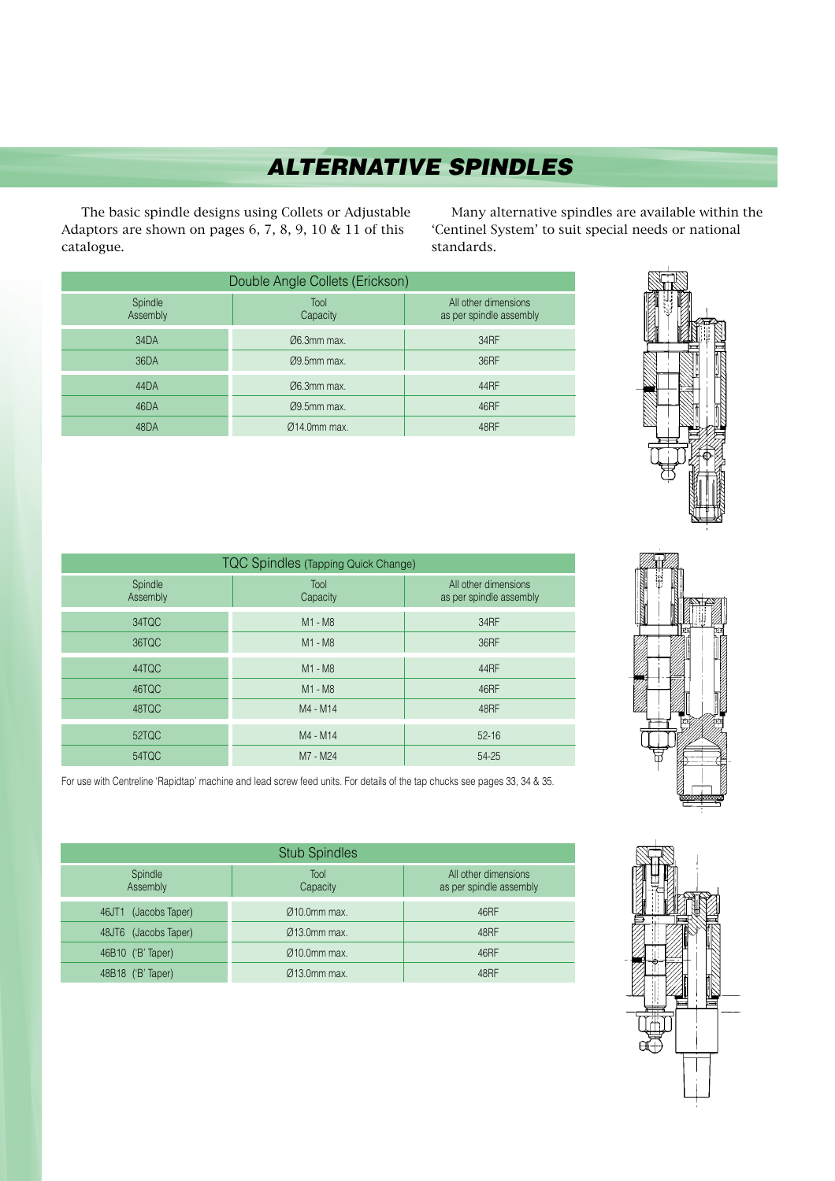# ALTERNATIVE SPINDLES

The basic spindle designs using Collets or Adjustable Adaptors are shown on pages 6, 7, 8, 9, 10 & 11 of this catalogue.

Many alternative spindles are available within the 'Centinel System' to suit special needs or national standards.

| Double Angle Collets (Erickson) | | |
|---|---|---|
| Spindle Assembly | Tool Capacity | All other dimensions as per spindle assembly |
| 34DA | Ø6.3mm max. | 34RF |
| 36DA | Ø9.5mm max. | 36RF |
| 44DA | Ø6.3mm max. | 44RF |
| 46DA | Ø9.5mm max. | 46RF |
| 48DA | Ø14.0mm max. | 48RF |

| TQC Spindles (Tapping Quick Change) | | |
|---|---|---|
| Spindle Assembly | Tool Capacity | All other dimensions as per spindle assembly |
| 34TQC | M1 - M8 | 34RF |
| 36TQC | M1 - M8 | 36RF |
| 44TQC | M1 - M8 | 44RF |
| 46TQC | M1 - M8 | 46RF |
| 48TQC | M4 - M14 | 48RF |
| 52TQC | M4 - M14 | 52-16 |
| 54TQC | M7 - M24 | 54-25 |

For use with Centreline 'Rapidtap' machine and lead screw feed units. For details of the tap chucks see pages 33, 34 & 35.

| Stub Spindles | | |
|---|---|---|
| Spindle Assembly | Tool Capacity | All other dimensions as per spindle assembly |
| 46JT1 (Jacobs Taper) | Ø10.0mm max. | 46RF |
| 48JT6 (Jacobs Taper) | Ø13.0mm max. | 48RF |
| 46B10 ('B' Taper) | Ø10.0mm max. | 46RF |
| 48B18 ('B' Taper) | Ø13.0mm max. | 48RF |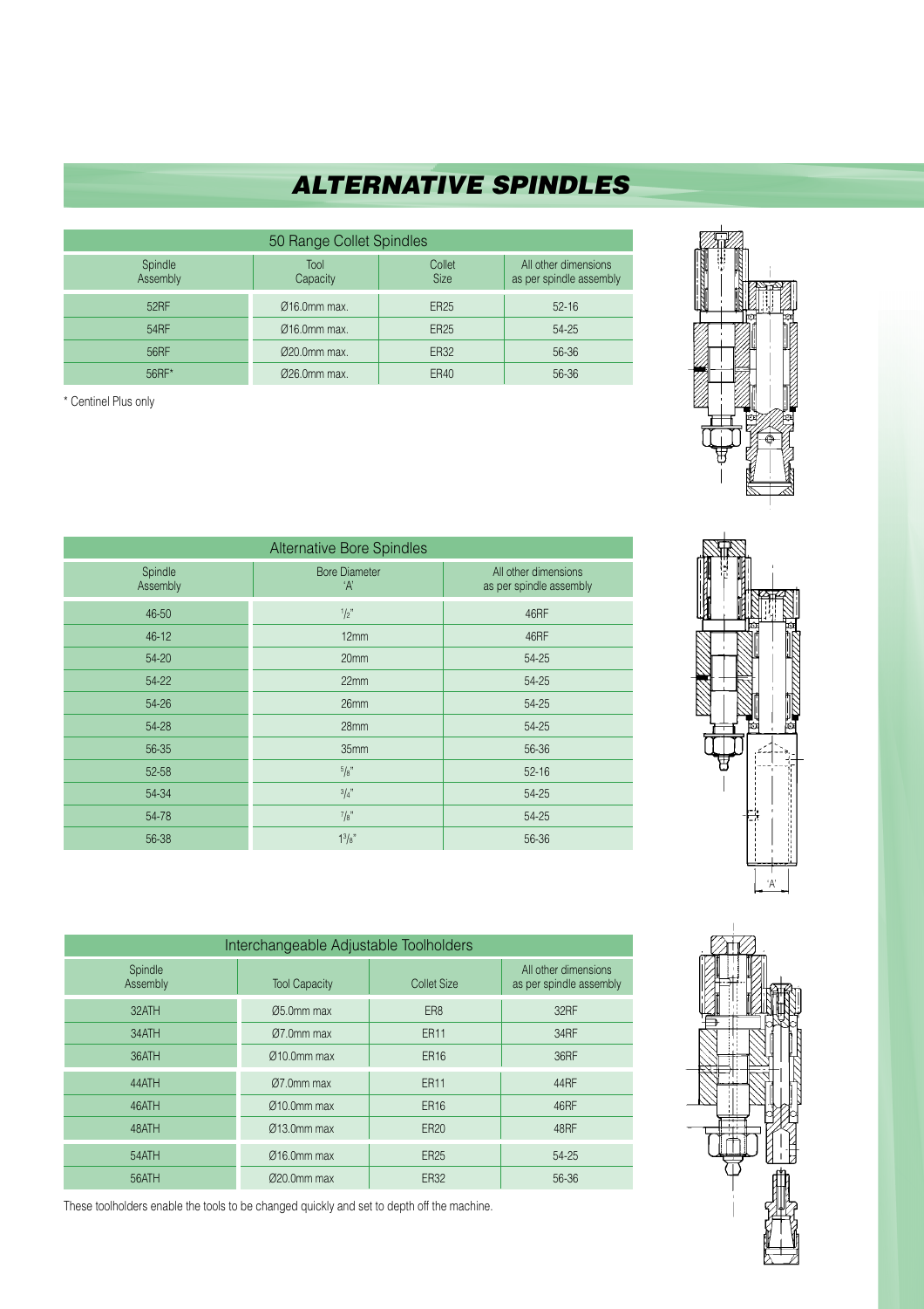# *ALTERNATIVE SPINDLES*

| 50 Range Collet Spindles | | | |
|---|---|---|---|
| Spindle Assembly | Tool Capacity | Collet Size | All other dimensions as per spindle assembly |
| 52RF | Ø16.0mm max. | ER25 | 52-16 |
| 54RF | Ø16.0mm max. | ER25 | 54-25 |
| 56RF | Ø20.0mm max. | ER32 | 56-36 |
| 56RF* | Ø26.0mm max. | ER40 | 56-36 |

\* Centinel Plus only

| Alternative Bore Spindles | | |
|---|---|---|
| Spindle Assembly | Bore Diameter 'A' | All other dimensions as per spindle assembly |
| 46-50 | $\frac{1}{2}$" | 46RF |
| 46-12 | 12mm | 46RF |
| 54-20 | 20mm | 54-25 |
| 54-22 | 22mm | 54-25 |
| 54-26 | 26mm | 54-25 |
| 54-28 | 28mm | 54-25 |
| 56-35 | 35mm | 56-36 |
| 52-58 | $\frac{5}{8}$" | 52-16 |
| 54-34 | $\frac{3}{4}$" | 54-25 |
| 54-78 | $\frac{7}{8}$" | 54-25 |
| 56-38 | $1\frac{3}{8}$" | 56-36 |

'A'

| Interchangeable Adjustable Toolholders | | | |
|---|---|---|---|
| Spindle Assembly | Tool Capacity | Collet Size | All other dimensions as per spindle assembly |
| 32ATH | Ø5.0mm max | ER8 | 32RF |
| 34ATH | Ø7.0mm max | ER11 | 34RF |
| 36ATH | Ø10.0mm max | ER16 | 36RF |
| 44ATH | Ø7.0mm max | ER11 | 44RF |
| 46ATH | Ø10.0mm max | ER16 | 46RF |
| 48ATH | Ø13.0mm max | ER20 | 48RF |
| 54ATH | Ø16.0mm max | ER25 | 54-25 |
| 56ATH | Ø20.0mm max | ER32 | 56-36 |

These toolholders enable the tools to be changed quickly and set to depth off the machine.